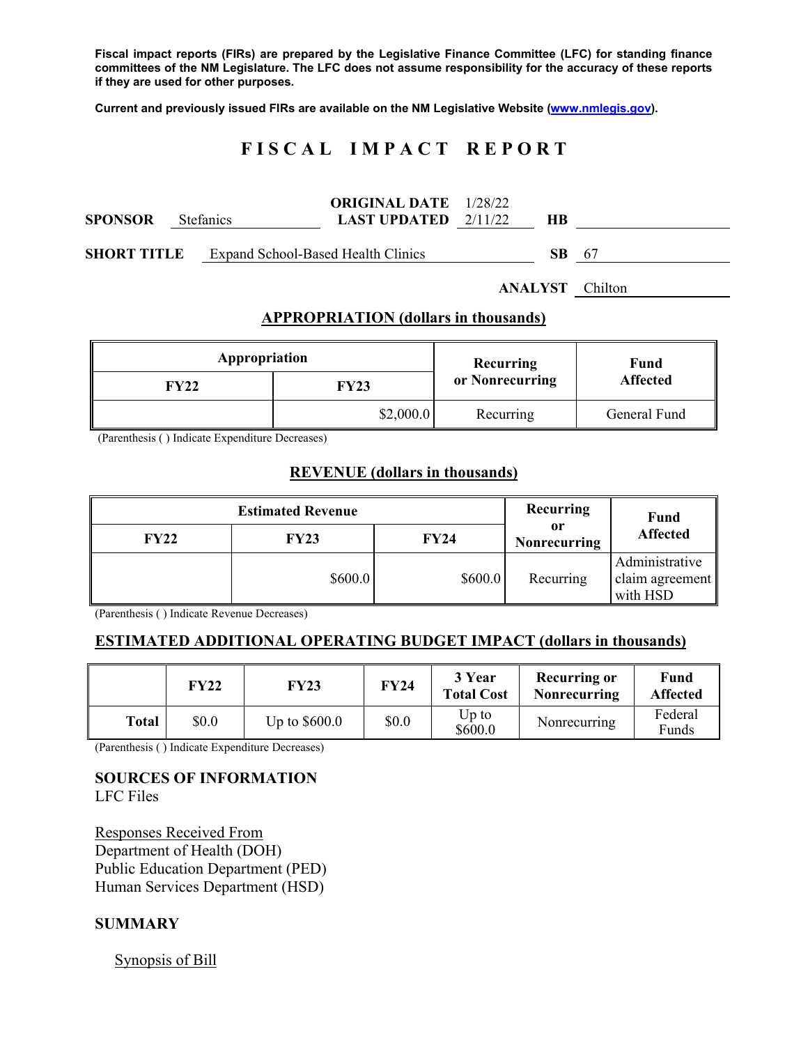**Fiscal impact reports (FIRs) are prepared by the Legislative Finance Committee (LFC) for standing finance committees of the NM Legislature. The LFC does not assume responsibility for the accuracy of these reports if they are used for other purposes.**

**Current and previously issued FIRs are available on the NM Legislative Website (www.nmlegis.gov).**

# FISCAL IMPACT REPORT

| | | | | | |
|---|---|---|---|---|---|
| **SPONSOR** | Stefanics | **ORIGINAL DATE** **LAST UPDATED** | 1/28/22 2/11/22 | **HB** | |
| **SHORT TITLE** | Expand School-Based Health Clinics | | | **SB** | 67 |
| | | | | **ANALYST** | Chilton |

## APPROPRIATION (dollars in thousands)

| Appropriation | | Recurring or Nonrecurring | Fund Affected |
|---|---|---|---|
| **FY22** | **FY23** | | |
| | $2,000.0 | Recurring | General Fund |

(Parenthesis ( ) Indicate Expenditure Decreases)

## REVENUE (dollars in thousands)

| Estimated Revenue | | | Recurring or Nonrecurring | Fund Affected |
|---|---|---|---|---|
| **FY22** | **FY23** | **FY24** | | |
| | $600.0 | $600.0 | Recurring | Administrative claim agreement with HSD |

(Parenthesis ( ) Indicate Revenue Decreases)

## ESTIMATED ADDITIONAL OPERATING BUDGET IMPACT (dollars in thousands)

| | FY22 | FY23 | FY24 | 3 Year Total Cost | Recurring or Nonrecurring | Fund Affected |
|---|---|---|---|---|---|---|
| **Total** | $0.0 | Up to $600.0 | $0.0 | Up to $600.0 | Nonrecurring | Federal Funds |

(Parenthesis ( ) Indicate Expenditure Decreases)

## SOURCES OF INFORMATION

LFC Files

Responses Received From
Department of Health (DOH)
Public Education Department (PED)
Human Services Department (HSD)

## SUMMARY

Synopsis of Bill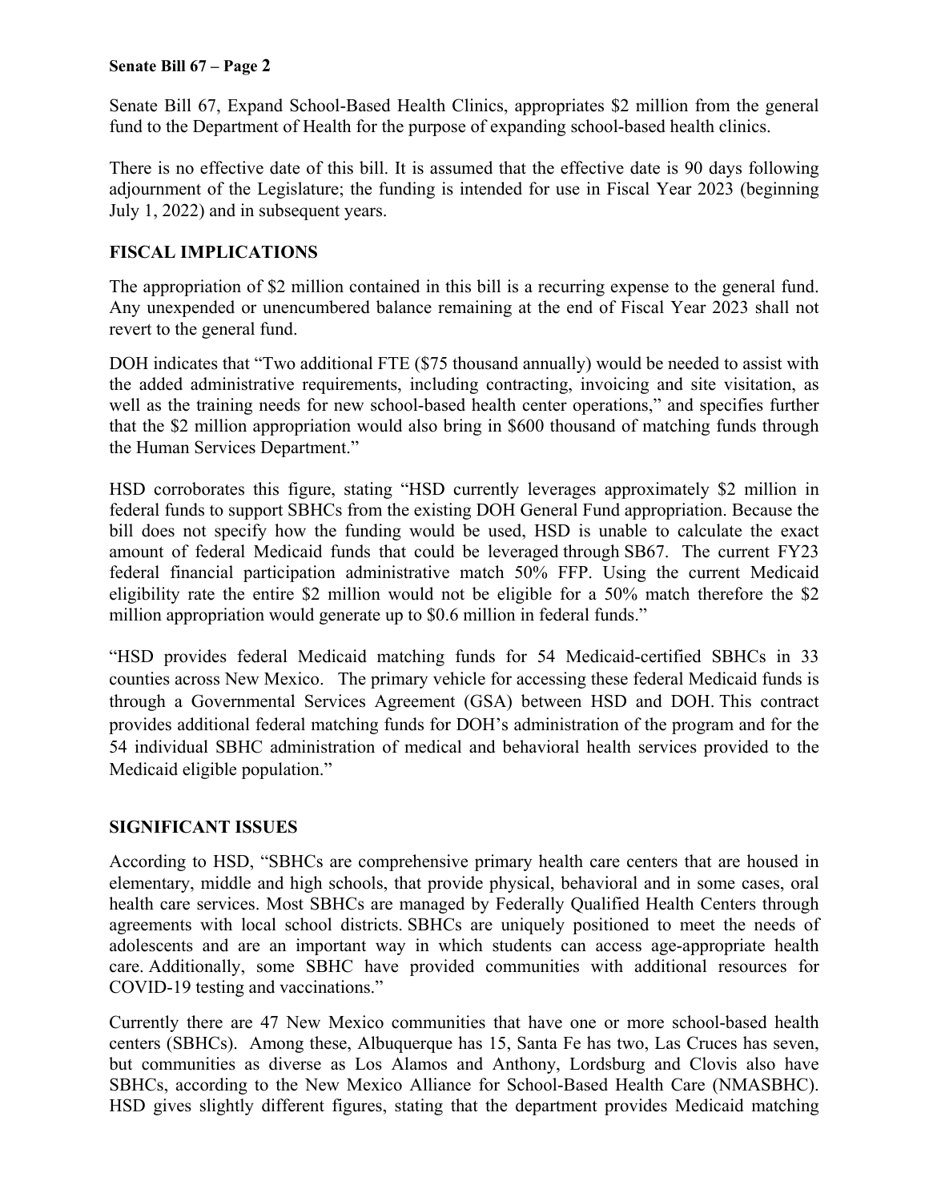Senate Bill 67, Expand School-Based Health Clinics, appropriates $2 million from the general fund to the Department of Health for the purpose of expanding school-based health clinics.

There is no effective date of this bill. It is assumed that the effective date is 90 days following adjournment of the Legislature; the funding is intended for use in Fiscal Year 2023 (beginning July 1, 2022) and in subsequent years.

## FISCAL IMPLICATIONS

The appropriation of $2 million contained in this bill is a recurring expense to the general fund. Any unexpended or unencumbered balance remaining at the end of Fiscal Year 2023 shall not revert to the general fund.

DOH indicates that "Two additional FTE ($75 thousand annually) would be needed to assist with the added administrative requirements, including contracting, invoicing and site visitation, as well as the training needs for new school-based health center operations," and specifies further that the $2 million appropriation would also bring in $600 thousand of matching funds through the Human Services Department."

HSD corroborates this figure, stating "HSD currently leverages approximately $2 million in federal funds to support SBHCs from the existing DOH General Fund appropriation. Because the bill does not specify how the funding would be used, HSD is unable to calculate the exact amount of federal Medicaid funds that could be leveraged through SB67. The current FY23 federal financial participation administrative match 50% FFP. Using the current Medicaid eligibility rate the entire $2 million would not be eligible for a 50% match therefore the $2 million appropriation would generate up to $0.6 million in federal funds."

"HSD provides federal Medicaid matching funds for 54 Medicaid-certified SBHCs in 33 counties across New Mexico. The primary vehicle for accessing these federal Medicaid funds is through a Governmental Services Agreement (GSA) between HSD and DOH. This contract provides additional federal matching funds for DOH's administration of the program and for the 54 individual SBHC administration of medical and behavioral health services provided to the Medicaid eligible population."

## SIGNIFICANT ISSUES

According to HSD, "SBHCs are comprehensive primary health care centers that are housed in elementary, middle and high schools, that provide physical, behavioral and in some cases, oral health care services. Most SBHCs are managed by Federally Qualified Health Centers through agreements with local school districts. SBHCs are uniquely positioned to meet the needs of adolescents and are an important way in which students can access age-appropriate health care. Additionally, some SBHC have provided communities with additional resources for COVID-19 testing and vaccinations."

Currently there are 47 New Mexico communities that have one or more school-based health centers (SBHCs). Among these, Albuquerque has 15, Santa Fe has two, Las Cruces has seven, but communities as diverse as Los Alamos and Anthony, Lordsburg and Clovis also have SBHCs, according to the New Mexico Alliance for School-Based Health Care (NMASBHC). HSD gives slightly different figures, stating that the department provides Medicaid matching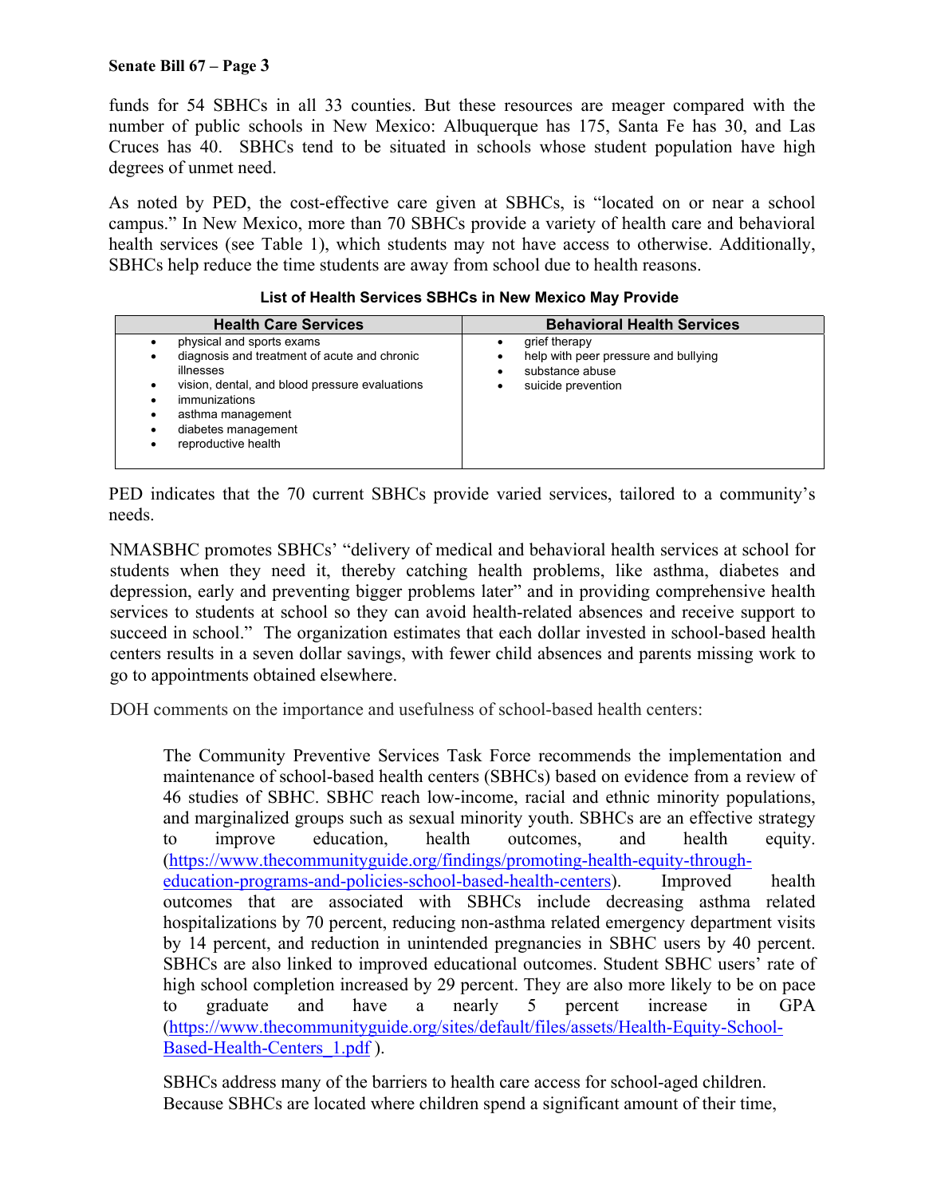funds for 54 SBHCs in all 33 counties. But these resources are meager compared with the number of public schools in New Mexico: Albuquerque has 175, Santa Fe has 30, and Las Cruces has 40. SBHCs tend to be situated in schools whose student population have high degrees of unmet need.

As noted by PED, the cost-effective care given at SBHCs, is "located on or near a school campus." In New Mexico, more than 70 SBHCs provide a variety of health care and behavioral health services (see Table 1), which students may not have access to otherwise. Additionally, SBHCs help reduce the time students are away from school due to health reasons.

**List of Health Services SBHCs in New Mexico May Provide**

| Health Care Services | Behavioral Health Services |
|---|---|
| • physical and sports exams<br>• diagnosis and treatment of acute and chronic illnesses<br>• vision, dental, and blood pressure evaluations<br>• immunizations<br>• asthma management<br>• diabetes management<br>• reproductive health | • grief therapy<br>• help with peer pressure and bullying<br>• substance abuse<br>• suicide prevention |

PED indicates that the 70 current SBHCs provide varied services, tailored to a community's needs.

NMASBHC promotes SBHCs' "delivery of medical and behavioral health services at school for students when they need it, thereby catching health problems, like asthma, diabetes and depression, early and preventing bigger problems later" and in providing comprehensive health services to students at school so they can avoid health-related absences and receive support to succeed in school." The organization estimates that each dollar invested in school-based health centers results in a seven dollar savings, with fewer child absences and parents missing work to go to appointments obtained elsewhere.

DOH comments on the importance and usefulness of school-based health centers:

> The Community Preventive Services Task Force recommends the implementation and maintenance of school-based health centers (SBHCs) based on evidence from a review of 46 studies of SBHC. SBHC reach low-income, racial and ethnic minority populations, and marginalized groups such as sexual minority youth. SBHCs are an effective strategy to improve education, health outcomes, and health equity. (https://www.thecommunityguide.org/findings/promoting-health-equity-through-education-programs-and-policies-school-based-health-centers). Improved health outcomes that are associated with SBHCs include decreasing asthma related hospitalizations by 70 percent, reducing non-asthma related emergency department visits by 14 percent, and reduction in unintended pregnancies in SBHC users by 40 percent. SBHCs are also linked to improved educational outcomes. Student SBHC users' rate of high school completion increased by 29 percent. They are also more likely to be on pace to graduate and have a nearly 5 percent increase in GPA (https://www.thecommunityguide.org/sites/default/files/assets/Health-Equity-School-Based-Health-Centers_1.pdf ).
>
> SBHCs address many of the barriers to health care access for school-aged children. Because SBHCs are located where children spend a significant amount of their time,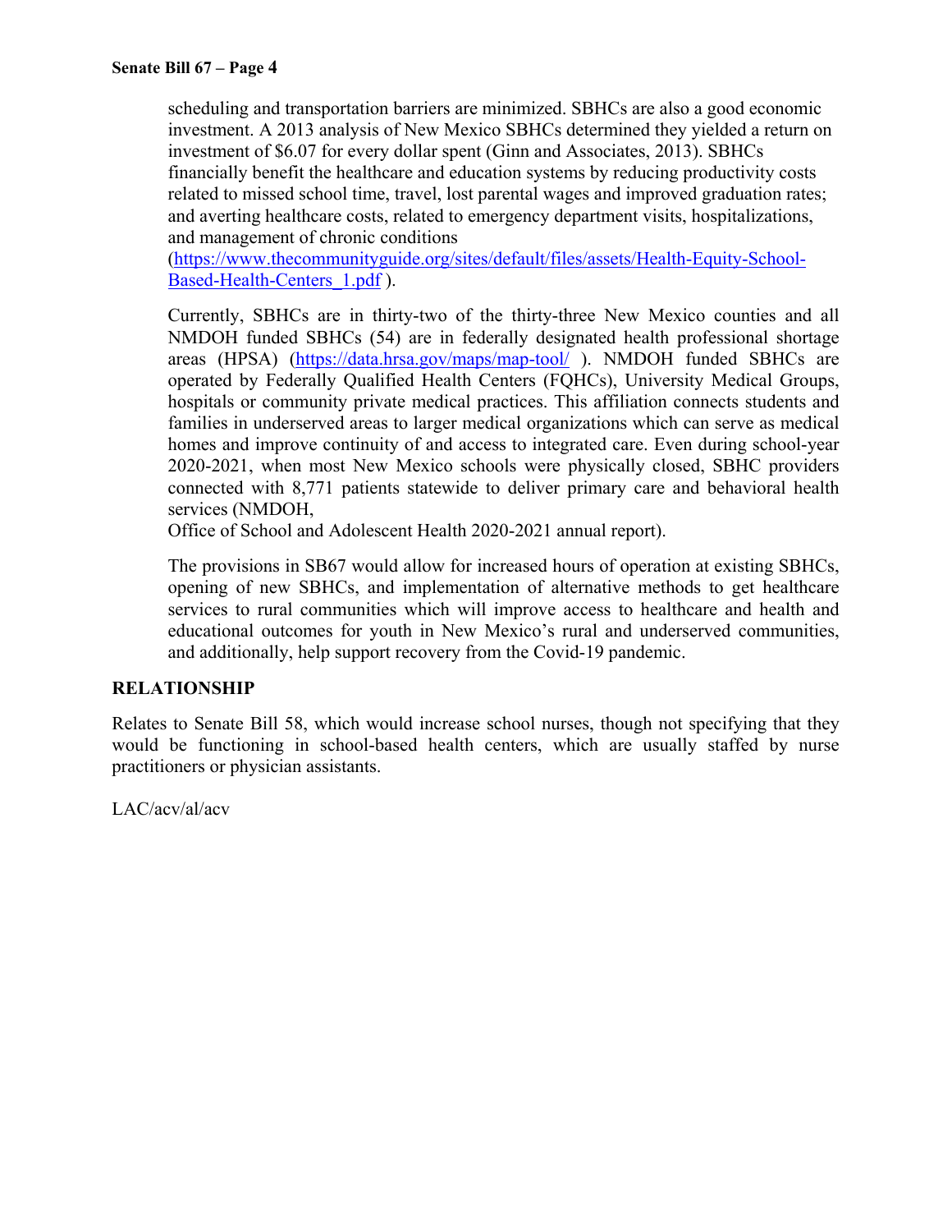scheduling and transportation barriers are minimized. SBHCs are also a good economic investment. A 2013 analysis of New Mexico SBHCs determined they yielded a return on investment of $6.07 for every dollar spent (Ginn and Associates, 2013). SBHCs financially benefit the healthcare and education systems by reducing productivity costs related to missed school time, travel, lost parental wages and improved graduation rates; and averting healthcare costs, related to emergency department visits, hospitalizations, and management of chronic conditions (https://www.thecommunityguide.org/sites/default/files/assets/Health-Equity-School-Based-Health-Centers_1.pdf ).

Currently, SBHCs are in thirty-two of the thirty-three New Mexico counties and all NMDOH funded SBHCs (54) are in federally designated health professional shortage areas (HPSA) (https://data.hrsa.gov/maps/map-tool/ ). NMDOH funded SBHCs are operated by Federally Qualified Health Centers (FQHCs), University Medical Groups, hospitals or community private medical practices. This affiliation connects students and families in underserved areas to larger medical organizations which can serve as medical homes and improve continuity of and access to integrated care. Even during school-year 2020-2021, when most New Mexico schools were physically closed, SBHC providers connected with 8,771 patients statewide to deliver primary care and behavioral health services (NMDOH, Office of School and Adolescent Health 2020-2021 annual report).

The provisions in SB67 would allow for increased hours of operation at existing SBHCs, opening of new SBHCs, and implementation of alternative methods to get healthcare services to rural communities which will improve access to healthcare and health and educational outcomes for youth in New Mexico's rural and underserved communities, and additionally, help support recovery from the Covid-19 pandemic.

**RELATIONSHIP**

Relates to Senate Bill 58, which would increase school nurses, though not specifying that they would be functioning in school-based health centers, which are usually staffed by nurse practitioners or physician assistants.

LAC/acv/al/acv